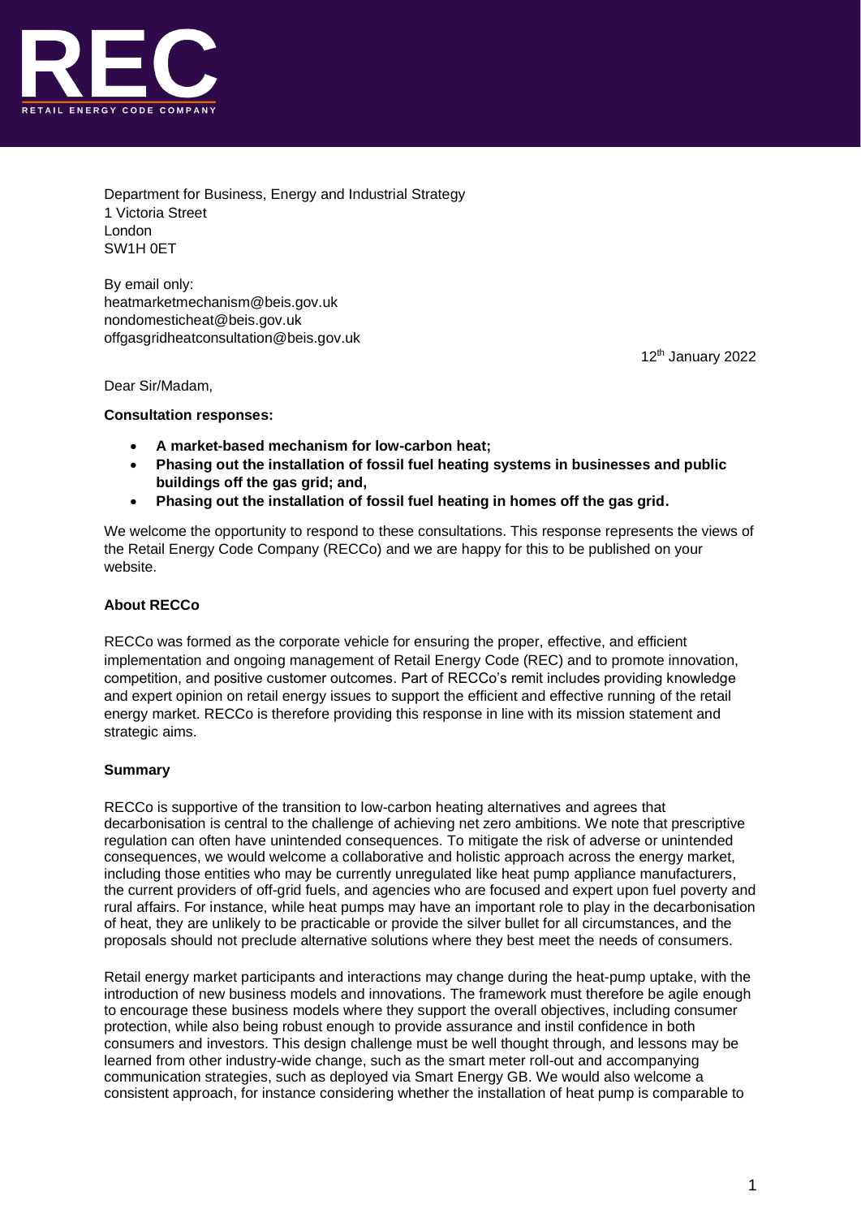Department for Business, Energy and Industrial Strategy
1 Victoria Street
London
SW1H 0ET

By email only:
heatmarketmechanism@beis.gov.uk
nondomesticheat@beis.gov.uk
offgasgridheatconsultation@beis.gov.uk

12th January 2022

Dear Sir/Madam,

**Consultation responses:**

- **A market-based mechanism for low-carbon heat;**
- **Phasing out the installation of fossil fuel heating systems in businesses and public buildings off the gas grid; and,**
- **Phasing out the installation of fossil fuel heating in homes off the gas grid.**

We welcome the opportunity to respond to these consultations. This response represents the views of the Retail Energy Code Company (RECCo) and we are happy for this to be published on your website.

**About RECCo**

RECCo was formed as the corporate vehicle for ensuring the proper, effective, and efficient implementation and ongoing management of Retail Energy Code (REC) and to promote innovation, competition, and positive customer outcomes. Part of RECCo's remit includes providing knowledge and expert opinion on retail energy issues to support the efficient and effective running of the retail energy market. RECCo is therefore providing this response in line with its mission statement and strategic aims.

**Summary**

RECCo is supportive of the transition to low-carbon heating alternatives and agrees that decarbonisation is central to the challenge of achieving net zero ambitions. We note that prescriptive regulation can often have unintended consequences. To mitigate the risk of adverse or unintended consequences, we would welcome a collaborative and holistic approach across the energy market, including those entities who may be currently unregulated like heat pump appliance manufacturers, the current providers of off-grid fuels, and agencies who are focused and expert upon fuel poverty and rural affairs. For instance, while heat pumps may have an important role to play in the decarbonisation of heat, they are unlikely to be practicable or provide the silver bullet for all circumstances, and the proposals should not preclude alternative solutions where they best meet the needs of consumers.

Retail energy market participants and interactions may change during the heat-pump uptake, with the introduction of new business models and innovations. The framework must therefore be agile enough to encourage these business models where they support the overall objectives, including consumer protection, while also being robust enough to provide assurance and instil confidence in both consumers and investors. This design challenge must be well thought through, and lessons may be learned from other industry-wide change, such as the smart meter roll-out and accompanying communication strategies, such as deployed via Smart Energy GB. We would also welcome a consistent approach, for instance considering whether the installation of heat pump is comparable to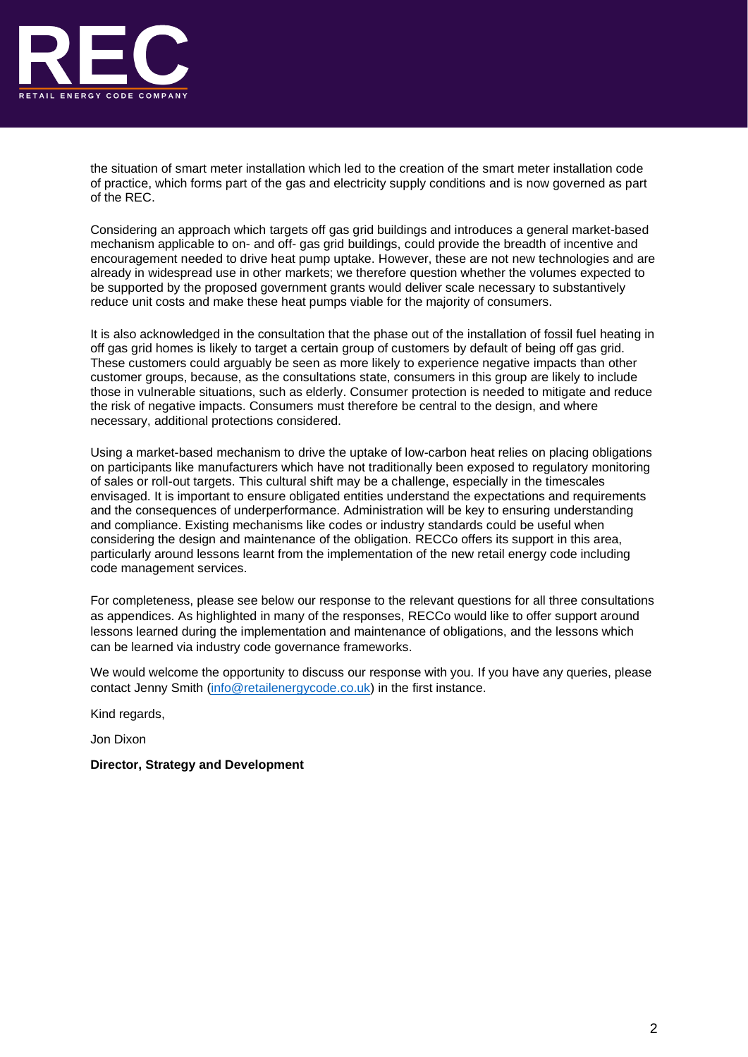the situation of smart meter installation which led to the creation of the smart meter installation code of practice, which forms part of the gas and electricity supply conditions and is now governed as part of the REC.

Considering an approach which targets off gas grid buildings and introduces a general market-based mechanism applicable to on- and off- gas grid buildings, could provide the breadth of incentive and encouragement needed to drive heat pump uptake. However, these are not new technologies and are already in widespread use in other markets; we therefore question whether the volumes expected to be supported by the proposed government grants would deliver scale necessary to substantively reduce unit costs and make these heat pumps viable for the majority of consumers.

It is also acknowledged in the consultation that the phase out of the installation of fossil fuel heating in off gas grid homes is likely to target a certain group of customers by default of being off gas grid. These customers could arguably be seen as more likely to experience negative impacts than other customer groups, because, as the consultations state, consumers in this group are likely to include those in vulnerable situations, such as elderly. Consumer protection is needed to mitigate and reduce the risk of negative impacts. Consumers must therefore be central to the design, and where necessary, additional protections considered.

Using a market-based mechanism to drive the uptake of low-carbon heat relies on placing obligations on participants like manufacturers which have not traditionally been exposed to regulatory monitoring of sales or roll-out targets. This cultural shift may be a challenge, especially in the timescales envisaged. It is important to ensure obligated entities understand the expectations and requirements and the consequences of underperformance. Administration will be key to ensuring understanding and compliance. Existing mechanisms like codes or industry standards could be useful when considering the design and maintenance of the obligation. RECCo offers its support in this area, particularly around lessons learnt from the implementation of the new retail energy code including code management services.

For completeness, please see below our response to the relevant questions for all three consultations as appendices. As highlighted in many of the responses, RECCo would like to offer support around lessons learned during the implementation and maintenance of obligations, and the lessons which can be learned via industry code governance frameworks.

We would welcome the opportunity to discuss our response with you. If you have any queries, please contact Jenny Smith (info@retailenergycode.co.uk) in the first instance.

Kind regards,

Jon Dixon

**Director, Strategy and Development**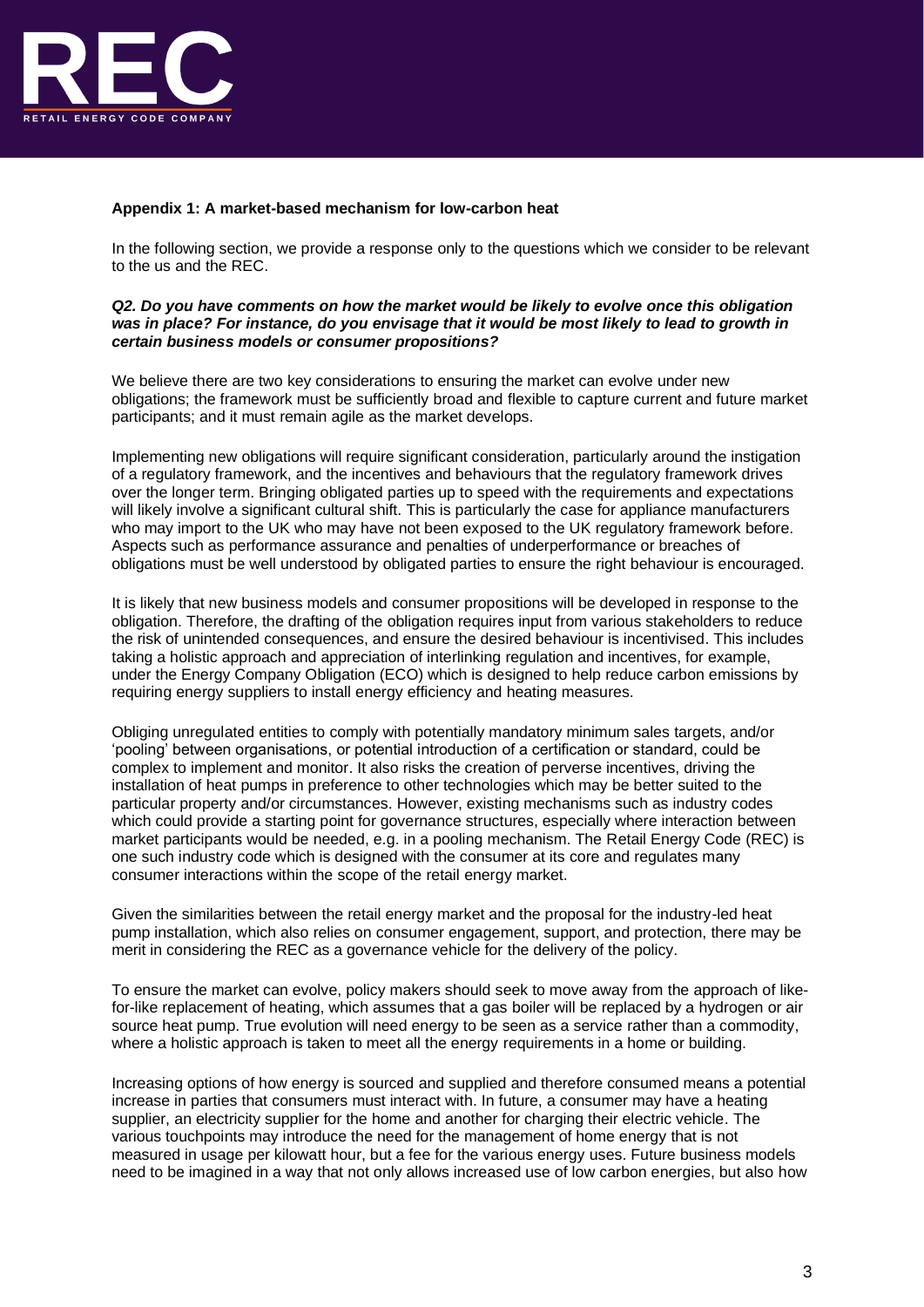**Appendix 1: A market-based mechanism for low-carbon heat**

In the following section, we provide a response only to the questions which we consider to be relevant to the us and the REC.

***Q2. Do you have comments on how the market would be likely to evolve once this obligation was in place? For instance, do you envisage that it would be most likely to lead to growth in certain business models or consumer propositions?***

We believe there are two key considerations to ensuring the market can evolve under new obligations; the framework must be sufficiently broad and flexible to capture current and future market participants; and it must remain agile as the market develops.

Implementing new obligations will require significant consideration, particularly around the instigation of a regulatory framework, and the incentives and behaviours that the regulatory framework drives over the longer term. Bringing obligated parties up to speed with the requirements and expectations will likely involve a significant cultural shift. This is particularly the case for appliance manufacturers who may import to the UK who may have not been exposed to the UK regulatory framework before. Aspects such as performance assurance and penalties of underperformance or breaches of obligations must be well understood by obligated parties to ensure the right behaviour is encouraged.

It is likely that new business models and consumer propositions will be developed in response to the obligation. Therefore, the drafting of the obligation requires input from various stakeholders to reduce the risk of unintended consequences, and ensure the desired behaviour is incentivised. This includes taking a holistic approach and appreciation of interlinking regulation and incentives, for example, under the Energy Company Obligation (ECO) which is designed to help reduce carbon emissions by requiring energy suppliers to install energy efficiency and heating measures.

Obliging unregulated entities to comply with potentially mandatory minimum sales targets, and/or 'pooling' between organisations, or potential introduction of a certification or standard, could be complex to implement and monitor. It also risks the creation of perverse incentives, driving the installation of heat pumps in preference to other technologies which may be better suited to the particular property and/or circumstances. However, existing mechanisms such as industry codes which could provide a starting point for governance structures, especially where interaction between market participants would be needed, e.g. in a pooling mechanism. The Retail Energy Code (REC) is one such industry code which is designed with the consumer at its core and regulates many consumer interactions within the scope of the retail energy market.

Given the similarities between the retail energy market and the proposal for the industry-led heat pump installation, which also relies on consumer engagement, support, and protection, there may be merit in considering the REC as a governance vehicle for the delivery of the policy.

To ensure the market can evolve, policy makers should seek to move away from the approach of like-for-like replacement of heating, which assumes that a gas boiler will be replaced by a hydrogen or air source heat pump. True evolution will need energy to be seen as a service rather than a commodity, where a holistic approach is taken to meet all the energy requirements in a home or building.

Increasing options of how energy is sourced and supplied and therefore consumed means a potential increase in parties that consumers must interact with. In future, a consumer may have a heating supplier, an electricity supplier for the home and another for charging their electric vehicle. The various touchpoints may introduce the need for the management of home energy that is not measured in usage per kilowatt hour, but a fee for the various energy uses. Future business models need to be imagined in a way that not only allows increased use of low carbon energies, but also how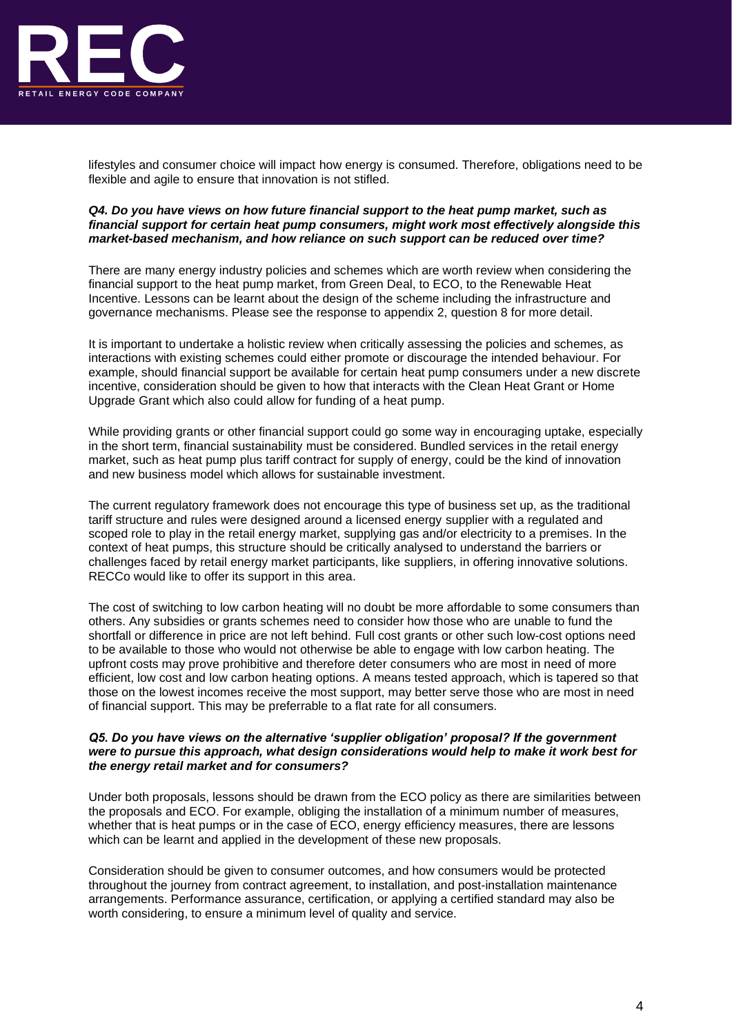lifestyles and consumer choice will impact how energy is consumed. Therefore, obligations need to be flexible and agile to ensure that innovation is not stifled.

***Q4. Do you have views on how future financial support to the heat pump market, such as financial support for certain heat pump consumers, might work most effectively alongside this market-based mechanism, and how reliance on such support can be reduced over time?***

There are many energy industry policies and schemes which are worth review when considering the financial support to the heat pump market, from Green Deal, to ECO, to the Renewable Heat Incentive. Lessons can be learnt about the design of the scheme including the infrastructure and governance mechanisms. Please see the response to appendix 2, question 8 for more detail.

It is important to undertake a holistic review when critically assessing the policies and schemes, as interactions with existing schemes could either promote or discourage the intended behaviour. For example, should financial support be available for certain heat pump consumers under a new discrete incentive, consideration should be given to how that interacts with the Clean Heat Grant or Home Upgrade Grant which also could allow for funding of a heat pump.

While providing grants or other financial support could go some way in encouraging uptake, especially in the short term, financial sustainability must be considered. Bundled services in the retail energy market, such as heat pump plus tariff contract for supply of energy, could be the kind of innovation and new business model which allows for sustainable investment.

The current regulatory framework does not encourage this type of business set up, as the traditional tariff structure and rules were designed around a licensed energy supplier with a regulated and scoped role to play in the retail energy market, supplying gas and/or electricity to a premises. In the context of heat pumps, this structure should be critically analysed to understand the barriers or challenges faced by retail energy market participants, like suppliers, in offering innovative solutions. RECCo would like to offer its support in this area.

The cost of switching to low carbon heating will no doubt be more affordable to some consumers than others. Any subsidies or grants schemes need to consider how those who are unable to fund the shortfall or difference in price are not left behind. Full cost grants or other such low-cost options need to be available to those who would not otherwise be able to engage with low carbon heating. The upfront costs may prove prohibitive and therefore deter consumers who are most in need of more efficient, low cost and low carbon heating options. A means tested approach, which is tapered so that those on the lowest incomes receive the most support, may better serve those who are most in need of financial support. This may be preferrable to a flat rate for all consumers.

***Q5. Do you have views on the alternative 'supplier obligation' proposal? If the government were to pursue this approach, what design considerations would help to make it work best for the energy retail market and for consumers?***

Under both proposals, lessons should be drawn from the ECO policy as there are similarities between the proposals and ECO. For example, obliging the installation of a minimum number of measures, whether that is heat pumps or in the case of ECO, energy efficiency measures, there are lessons which can be learnt and applied in the development of these new proposals.

Consideration should be given to consumer outcomes, and how consumers would be protected throughout the journey from contract agreement, to installation, and post-installation maintenance arrangements. Performance assurance, certification, or applying a certified standard may also be worth considering, to ensure a minimum level of quality and service.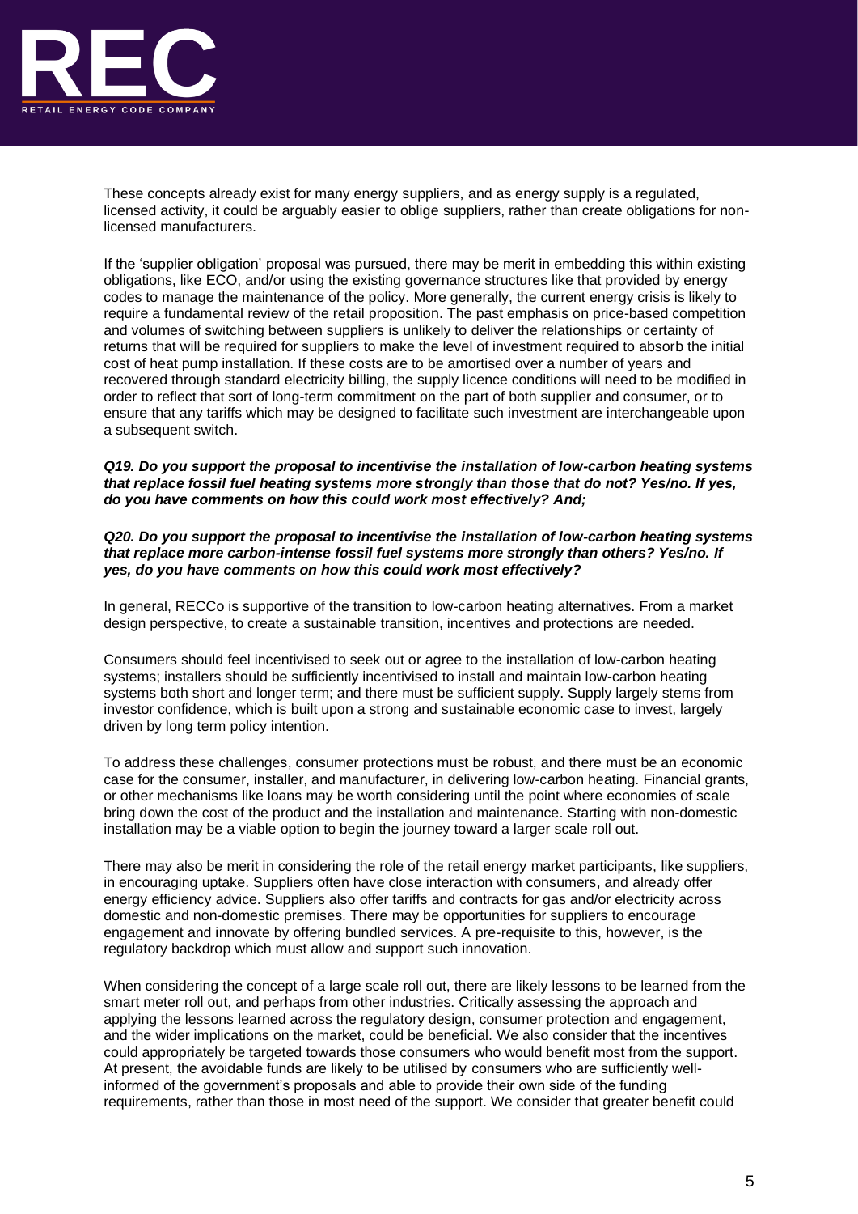These concepts already exist for many energy suppliers, and as energy supply is a regulated, licensed activity, it could be arguably easier to oblige suppliers, rather than create obligations for non-licensed manufacturers.

If the 'supplier obligation' proposal was pursued, there may be merit in embedding this within existing obligations, like ECO, and/or using the existing governance structures like that provided by energy codes to manage the maintenance of the policy. More generally, the current energy crisis is likely to require a fundamental review of the retail proposition. The past emphasis on price-based competition and volumes of switching between suppliers is unlikely to deliver the relationships or certainty of returns that will be required for suppliers to make the level of investment required to absorb the initial cost of heat pump installation. If these costs are to be amortised over a number of years and recovered through standard electricity billing, the supply licence conditions will need to be modified in order to reflect that sort of long-term commitment on the part of both supplier and consumer, or to ensure that any tariffs which may be designed to facilitate such investment are interchangeable upon a subsequent switch.

***Q19. Do you support the proposal to incentivise the installation of low-carbon heating systems that replace fossil fuel heating systems more strongly than those that do not? Yes/no. If yes, do you have comments on how this could work most effectively? And;***

***Q20. Do you support the proposal to incentivise the installation of low-carbon heating systems that replace more carbon-intense fossil fuel systems more strongly than others? Yes/no. If yes, do you have comments on how this could work most effectively?***

In general, RECCo is supportive of the transition to low-carbon heating alternatives. From a market design perspective, to create a sustainable transition, incentives and protections are needed.

Consumers should feel incentivised to seek out or agree to the installation of low-carbon heating systems; installers should be sufficiently incentivised to install and maintain low-carbon heating systems both short and longer term; and there must be sufficient supply. Supply largely stems from investor confidence, which is built upon a strong and sustainable economic case to invest, largely driven by long term policy intention.

To address these challenges, consumer protections must be robust, and there must be an economic case for the consumer, installer, and manufacturer, in delivering low-carbon heating. Financial grants, or other mechanisms like loans may be worth considering until the point where economies of scale bring down the cost of the product and the installation and maintenance. Starting with non-domestic installation may be a viable option to begin the journey toward a larger scale roll out.

There may also be merit in considering the role of the retail energy market participants, like suppliers, in encouraging uptake. Suppliers often have close interaction with consumers, and already offer energy efficiency advice. Suppliers also offer tariffs and contracts for gas and/or electricity across domestic and non-domestic premises. There may be opportunities for suppliers to encourage engagement and innovate by offering bundled services. A pre-requisite to this, however, is the regulatory backdrop which must allow and support such innovation.

When considering the concept of a large scale roll out, there are likely lessons to be learned from the smart meter roll out, and perhaps from other industries. Critically assessing the approach and applying the lessons learned across the regulatory design, consumer protection and engagement, and the wider implications on the market, could be beneficial. We also consider that the incentives could appropriately be targeted towards those consumers who would benefit most from the support. At present, the avoidable funds are likely to be utilised by consumers who are sufficiently well-informed of the government's proposals and able to provide their own side of the funding requirements, rather than those in most need of the support. We consider that greater benefit could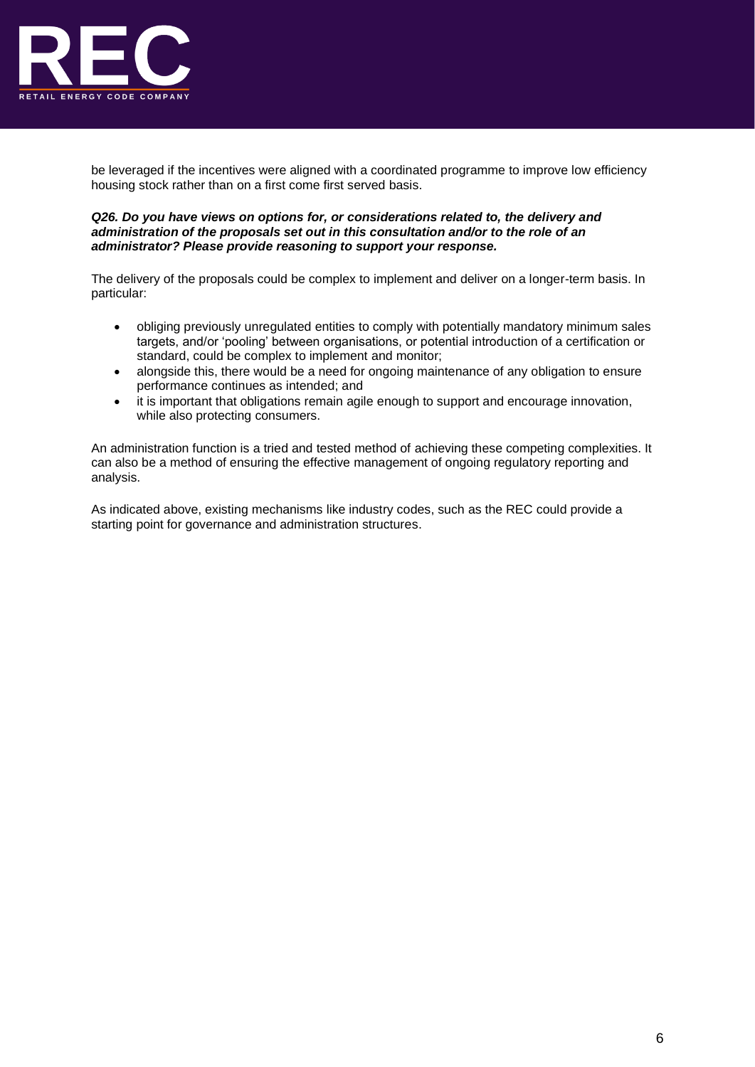be leveraged if the incentives were aligned with a coordinated programme to improve low efficiency housing stock rather than on a first come first served basis.

***Q26. Do you have views on options for, or considerations related to, the delivery and administration of the proposals set out in this consultation and/or to the role of an administrator? Please provide reasoning to support your response.***

The delivery of the proposals could be complex to implement and deliver on a longer-term basis. In particular:

- obliging previously unregulated entities to comply with potentially mandatory minimum sales targets, and/or 'pooling' between organisations, or potential introduction of a certification or standard, could be complex to implement and monitor;
- alongside this, there would be a need for ongoing maintenance of any obligation to ensure performance continues as intended; and
- it is important that obligations remain agile enough to support and encourage innovation, while also protecting consumers.

An administration function is a tried and tested method of achieving these competing complexities. It can also be a method of ensuring the effective management of ongoing regulatory reporting and analysis.

As indicated above, existing mechanisms like industry codes, such as the REC could provide a starting point for governance and administration structures.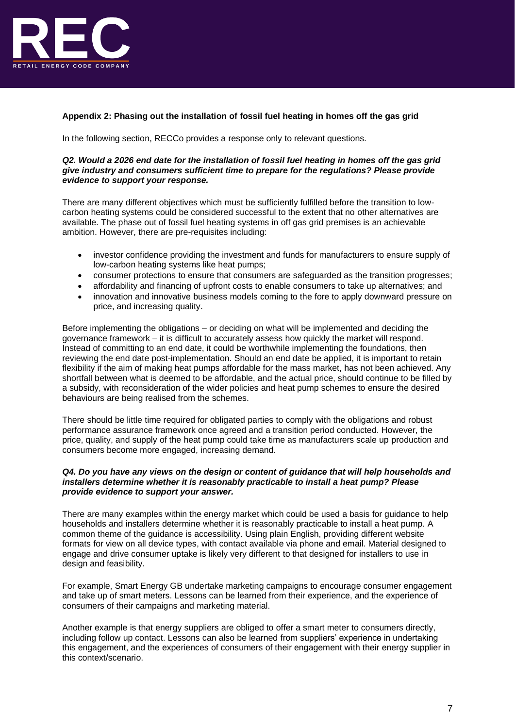**Appendix 2: Phasing out the installation of fossil fuel heating in homes off the gas grid**

In the following section, RECCo provides a response only to relevant questions.

***Q2. Would a 2026 end date for the installation of fossil fuel heating in homes off the gas grid give industry and consumers sufficient time to prepare for the regulations? Please provide evidence to support your response.***

There are many different objectives which must be sufficiently fulfilled before the transition to low-carbon heating systems could be considered successful to the extent that no other alternatives are available. The phase out of fossil fuel heating systems in off gas grid premises is an achievable ambition. However, there are pre-requisites including:

- investor confidence providing the investment and funds for manufacturers to ensure supply of low-carbon heating systems like heat pumps;
- consumer protections to ensure that consumers are safeguarded as the transition progresses;
- affordability and financing of upfront costs to enable consumers to take up alternatives; and
- innovation and innovative business models coming to the fore to apply downward pressure on price, and increasing quality.

Before implementing the obligations – or deciding on what will be implemented and deciding the governance framework – it is difficult to accurately assess how quickly the market will respond. Instead of committing to an end date, it could be worthwhile implementing the foundations, then reviewing the end date post-implementation. Should an end date be applied, it is important to retain flexibility if the aim of making heat pumps affordable for the mass market, has not been achieved. Any shortfall between what is deemed to be affordable, and the actual price, should continue to be filled by a subsidy, with reconsideration of the wider policies and heat pump schemes to ensure the desired behaviours are being realised from the schemes.

There should be little time required for obligated parties to comply with the obligations and robust performance assurance framework once agreed and a transition period conducted. However, the price, quality, and supply of the heat pump could take time as manufacturers scale up production and consumers become more engaged, increasing demand.

***Q4. Do you have any views on the design or content of guidance that will help households and installers determine whether it is reasonably practicable to install a heat pump? Please provide evidence to support your answer.***

There are many examples within the energy market which could be used a basis for guidance to help households and installers determine whether it is reasonably practicable to install a heat pump. A common theme of the guidance is accessibility. Using plain English, providing different website formats for view on all device types, with contact available via phone and email. Material designed to engage and drive consumer uptake is likely very different to that designed for installers to use in design and feasibility.

For example, Smart Energy GB undertake marketing campaigns to encourage consumer engagement and take up of smart meters. Lessons can be learned from their experience, and the experience of consumers of their campaigns and marketing material.

Another example is that energy suppliers are obliged to offer a smart meter to consumers directly, including follow up contact. Lessons can also be learned from suppliers' experience in undertaking this engagement, and the experiences of consumers of their engagement with their energy supplier in this context/scenario.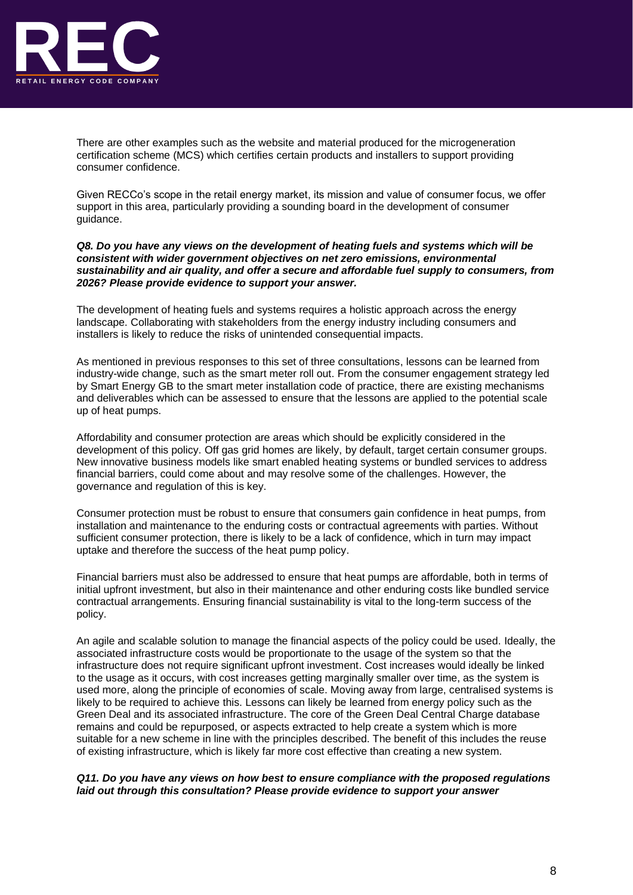There are other examples such as the website and material produced for the microgeneration certification scheme (MCS) which certifies certain products and installers to support providing consumer confidence.

Given RECCo's scope in the retail energy market, its mission and value of consumer focus, we offer support in this area, particularly providing a sounding board in the development of consumer guidance.

***Q8. Do you have any views on the development of heating fuels and systems which will be consistent with wider government objectives on net zero emissions, environmental sustainability and air quality, and offer a secure and affordable fuel supply to consumers, from 2026? Please provide evidence to support your answer.***

The development of heating fuels and systems requires a holistic approach across the energy landscape. Collaborating with stakeholders from the energy industry including consumers and installers is likely to reduce the risks of unintended consequential impacts.

As mentioned in previous responses to this set of three consultations, lessons can be learned from industry-wide change, such as the smart meter roll out. From the consumer engagement strategy led by Smart Energy GB to the smart meter installation code of practice, there are existing mechanisms and deliverables which can be assessed to ensure that the lessons are applied to the potential scale up of heat pumps.

Affordability and consumer protection are areas which should be explicitly considered in the development of this policy. Off gas grid homes are likely, by default, target certain consumer groups. New innovative business models like smart enabled heating systems or bundled services to address financial barriers, could come about and may resolve some of the challenges. However, the governance and regulation of this is key.

Consumer protection must be robust to ensure that consumers gain confidence in heat pumps, from installation and maintenance to the enduring costs or contractual agreements with parties. Without sufficient consumer protection, there is likely to be a lack of confidence, which in turn may impact uptake and therefore the success of the heat pump policy.

Financial barriers must also be addressed to ensure that heat pumps are affordable, both in terms of initial upfront investment, but also in their maintenance and other enduring costs like bundled service contractual arrangements. Ensuring financial sustainability is vital to the long-term success of the policy.

An agile and scalable solution to manage the financial aspects of the policy could be used. Ideally, the associated infrastructure costs would be proportionate to the usage of the system so that the infrastructure does not require significant upfront investment. Cost increases would ideally be linked to the usage as it occurs, with cost increases getting marginally smaller over time, as the system is used more, along the principle of economies of scale. Moving away from large, centralised systems is likely to be required to achieve this. Lessons can likely be learned from energy policy such as the Green Deal and its associated infrastructure. The core of the Green Deal Central Charge database remains and could be repurposed, or aspects extracted to help create a system which is more suitable for a new scheme in line with the principles described. The benefit of this includes the reuse of existing infrastructure, which is likely far more cost effective than creating a new system.

***Q11. Do you have any views on how best to ensure compliance with the proposed regulations laid out through this consultation? Please provide evidence to support your answer***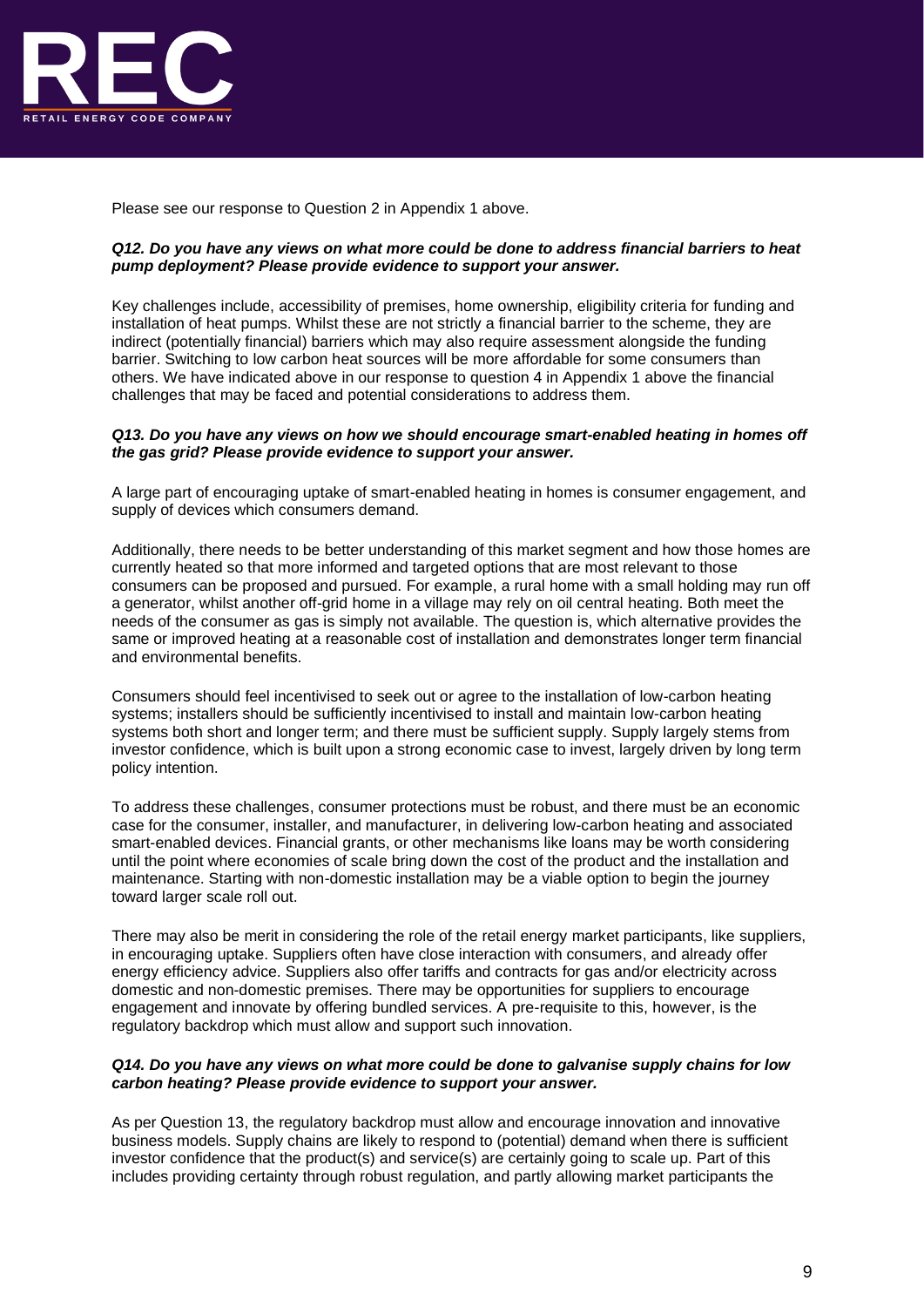Please see our response to Question 2 in Appendix 1 above.

***Q12. Do you have any views on what more could be done to address financial barriers to heat pump deployment? Please provide evidence to support your answer.***

Key challenges include, accessibility of premises, home ownership, eligibility criteria for funding and installation of heat pumps. Whilst these are not strictly a financial barrier to the scheme, they are indirect (potentially financial) barriers which may also require assessment alongside the funding barrier. Switching to low carbon heat sources will be more affordable for some consumers than others. We have indicated above in our response to question 4 in Appendix 1 above the financial challenges that may be faced and potential considerations to address them.

***Q13. Do you have any views on how we should encourage smart-enabled heating in homes off the gas grid? Please provide evidence to support your answer.***

A large part of encouraging uptake of smart-enabled heating in homes is consumer engagement, and supply of devices which consumers demand.

Additionally, there needs to be better understanding of this market segment and how those homes are currently heated so that more informed and targeted options that are most relevant to those consumers can be proposed and pursued. For example, a rural home with a small holding may run off a generator, whilst another off-grid home in a village may rely on oil central heating. Both meet the needs of the consumer as gas is simply not available. The question is, which alternative provides the same or improved heating at a reasonable cost of installation and demonstrates longer term financial and environmental benefits.

Consumers should feel incentivised to seek out or agree to the installation of low-carbon heating systems; installers should be sufficiently incentivised to install and maintain low-carbon heating systems both short and longer term; and there must be sufficient supply. Supply largely stems from investor confidence, which is built upon a strong economic case to invest, largely driven by long term policy intention.

To address these challenges, consumer protections must be robust, and there must be an economic case for the consumer, installer, and manufacturer, in delivering low-carbon heating and associated smart-enabled devices. Financial grants, or other mechanisms like loans may be worth considering until the point where economies of scale bring down the cost of the product and the installation and maintenance. Starting with non-domestic installation may be a viable option to begin the journey toward larger scale roll out.

There may also be merit in considering the role of the retail energy market participants, like suppliers, in encouraging uptake. Suppliers often have close interaction with consumers, and already offer energy efficiency advice. Suppliers also offer tariffs and contracts for gas and/or electricity across domestic and non-domestic premises. There may be opportunities for suppliers to encourage engagement and innovate by offering bundled services. A pre-requisite to this, however, is the regulatory backdrop which must allow and support such innovation.

***Q14. Do you have any views on what more could be done to galvanise supply chains for low carbon heating? Please provide evidence to support your answer.***

As per Question 13, the regulatory backdrop must allow and encourage innovation and innovative business models. Supply chains are likely to respond to (potential) demand when there is sufficient investor confidence that the product(s) and service(s) are certainly going to scale up. Part of this includes providing certainty through robust regulation, and partly allowing market participants the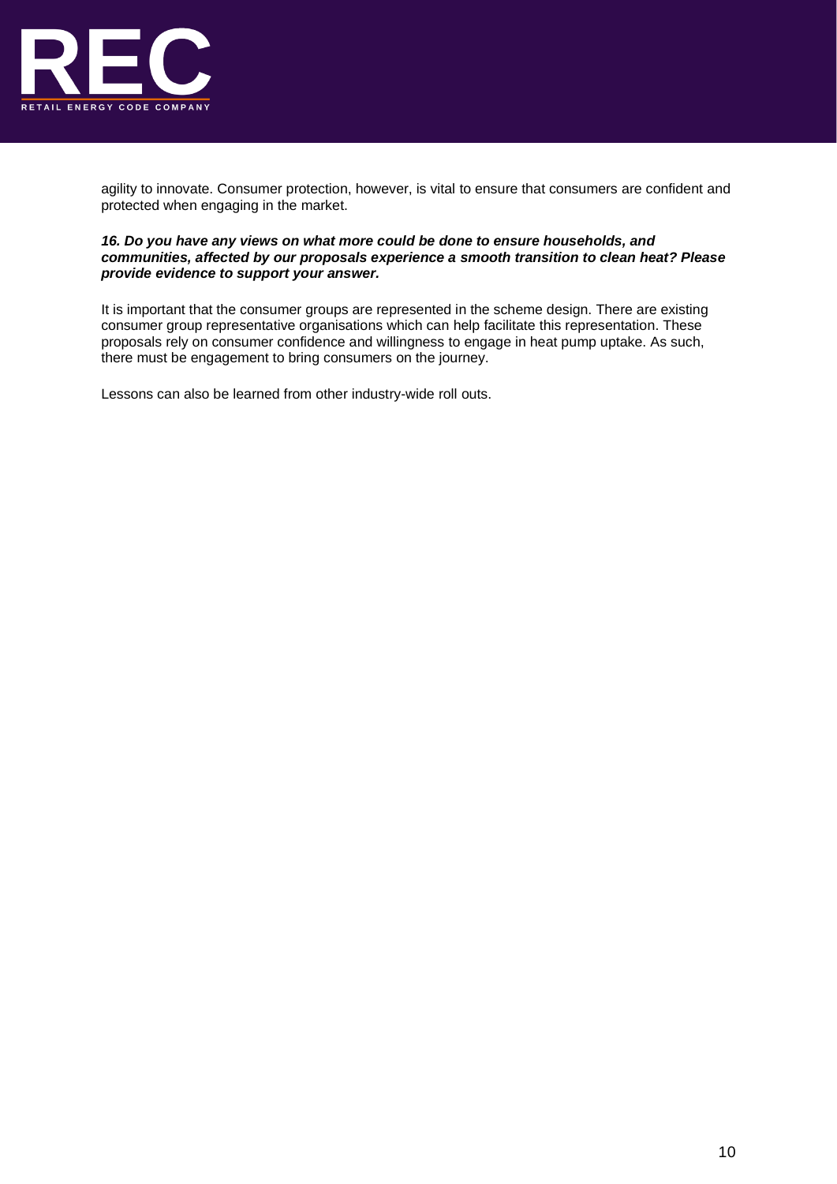agility to innovate. Consumer protection, however, is vital to ensure that consumers are confident and protected when engaging in the market.

***16. Do you have any views on what more could be done to ensure households, and communities, affected by our proposals experience a smooth transition to clean heat? Please provide evidence to support your answer.***

It is important that the consumer groups are represented in the scheme design. There are existing consumer group representative organisations which can help facilitate this representation. These proposals rely on consumer confidence and willingness to engage in heat pump uptake. As such, there must be engagement to bring consumers on the journey.

Lessons can also be learned from other industry-wide roll outs.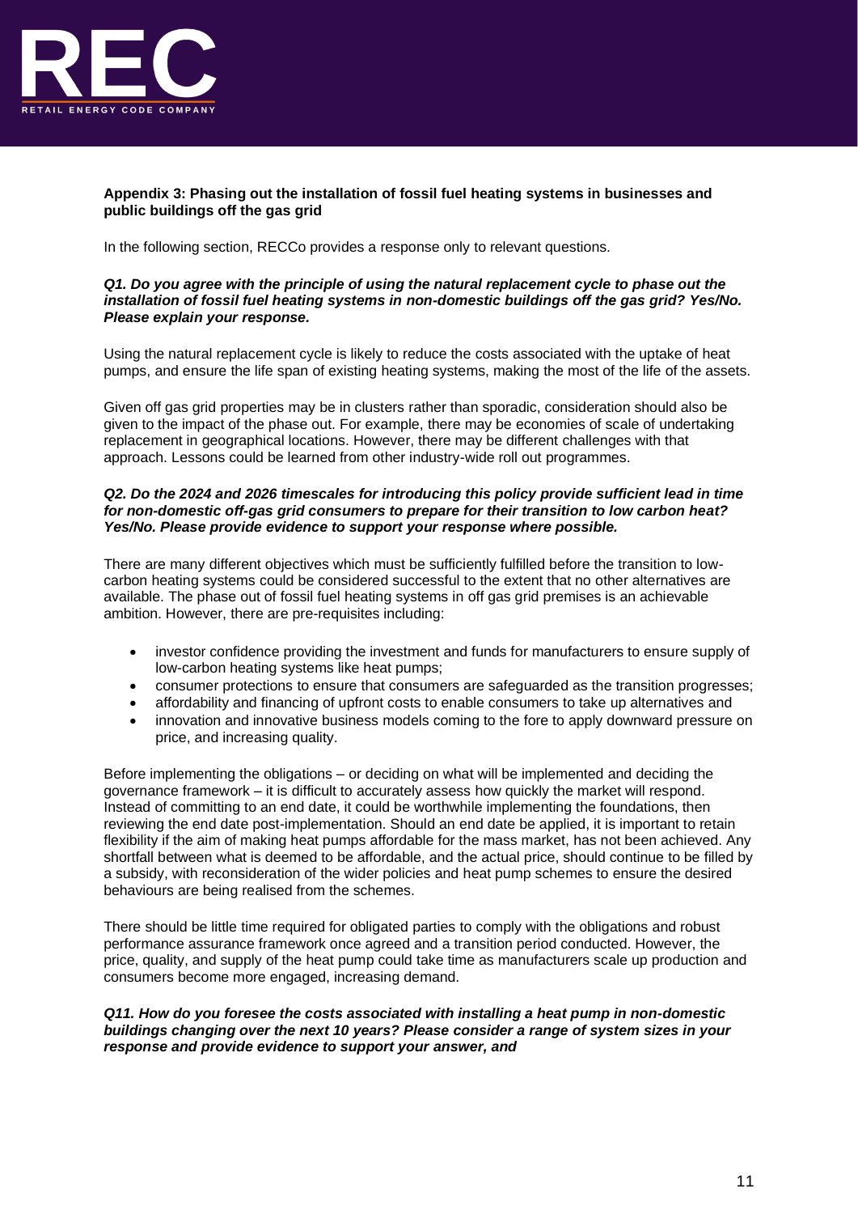**Appendix 3: Phasing out the installation of fossil fuel heating systems in businesses and public buildings off the gas grid**

In the following section, RECCo provides a response only to relevant questions.

***Q1. Do you agree with the principle of using the natural replacement cycle to phase out the installation of fossil fuel heating systems in non-domestic buildings off the gas grid? Yes/No. Please explain your response.***

Using the natural replacement cycle is likely to reduce the costs associated with the uptake of heat pumps, and ensure the life span of existing heating systems, making the most of the life of the assets.

Given off gas grid properties may be in clusters rather than sporadic, consideration should also be given to the impact of the phase out. For example, there may be economies of scale of undertaking replacement in geographical locations. However, there may be different challenges with that approach. Lessons could be learned from other industry-wide roll out programmes.

***Q2. Do the 2024 and 2026 timescales for introducing this policy provide sufficient lead in time for non-domestic off-gas grid consumers to prepare for their transition to low carbon heat? Yes/No. Please provide evidence to support your response where possible.***

There are many different objectives which must be sufficiently fulfilled before the transition to low-carbon heating systems could be considered successful to the extent that no other alternatives are available. The phase out of fossil fuel heating systems in off gas grid premises is an achievable ambition. However, there are pre-requisites including:

- investor confidence providing the investment and funds for manufacturers to ensure supply of low-carbon heating systems like heat pumps;
- consumer protections to ensure that consumers are safeguarded as the transition progresses;
- affordability and financing of upfront costs to enable consumers to take up alternatives and
- innovation and innovative business models coming to the fore to apply downward pressure on price, and increasing quality.

Before implementing the obligations – or deciding on what will be implemented and deciding the governance framework – it is difficult to accurately assess how quickly the market will respond. Instead of committing to an end date, it could be worthwhile implementing the foundations, then reviewing the end date post-implementation. Should an end date be applied, it is important to retain flexibility if the aim of making heat pumps affordable for the mass market, has not been achieved. Any shortfall between what is deemed to be affordable, and the actual price, should continue to be filled by a subsidy, with reconsideration of the wider policies and heat pump schemes to ensure the desired behaviours are being realised from the schemes.

There should be little time required for obligated parties to comply with the obligations and robust performance assurance framework once agreed and a transition period conducted. However, the price, quality, and supply of the heat pump could take time as manufacturers scale up production and consumers become more engaged, increasing demand.

***Q11. How do you foresee the costs associated with installing a heat pump in non-domestic buildings changing over the next 10 years? Please consider a range of system sizes in your response and provide evidence to support your answer, and***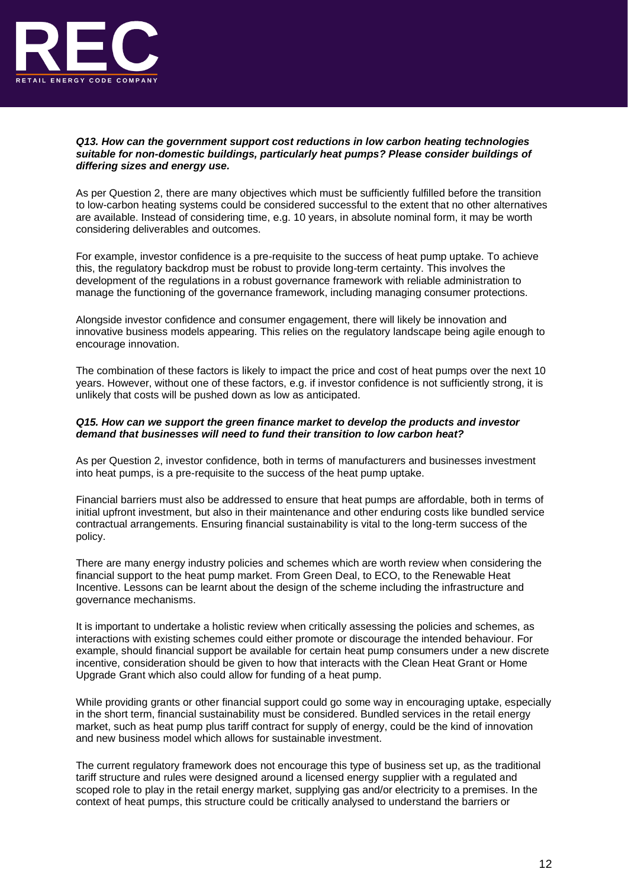***Q13. How can the government support cost reductions in low carbon heating technologies suitable for non-domestic buildings, particularly heat pumps? Please consider buildings of differing sizes and energy use.***

As per Question 2, there are many objectives which must be sufficiently fulfilled before the transition to low-carbon heating systems could be considered successful to the extent that no other alternatives are available. Instead of considering time, e.g. 10 years, in absolute nominal form, it may be worth considering deliverables and outcomes.

For example, investor confidence is a pre-requisite to the success of heat pump uptake. To achieve this, the regulatory backdrop must be robust to provide long-term certainty. This involves the development of the regulations in a robust governance framework with reliable administration to manage the functioning of the governance framework, including managing consumer protections.

Alongside investor confidence and consumer engagement, there will likely be innovation and innovative business models appearing. This relies on the regulatory landscape being agile enough to encourage innovation.

The combination of these factors is likely to impact the price and cost of heat pumps over the next 10 years. However, without one of these factors, e.g. if investor confidence is not sufficiently strong, it is unlikely that costs will be pushed down as low as anticipated.

***Q15. How can we support the green finance market to develop the products and investor demand that businesses will need to fund their transition to low carbon heat?***

As per Question 2, investor confidence, both in terms of manufacturers and businesses investment into heat pumps, is a pre-requisite to the success of the heat pump uptake.

Financial barriers must also be addressed to ensure that heat pumps are affordable, both in terms of initial upfront investment, but also in their maintenance and other enduring costs like bundled service contractual arrangements. Ensuring financial sustainability is vital to the long-term success of the policy.

There are many energy industry policies and schemes which are worth review when considering the financial support to the heat pump market. From Green Deal, to ECO, to the Renewable Heat Incentive. Lessons can be learnt about the design of the scheme including the infrastructure and governance mechanisms.

It is important to undertake a holistic review when critically assessing the policies and schemes, as interactions with existing schemes could either promote or discourage the intended behaviour. For example, should financial support be available for certain heat pump consumers under a new discrete incentive, consideration should be given to how that interacts with the Clean Heat Grant or Home Upgrade Grant which also could allow for funding of a heat pump.

While providing grants or other financial support could go some way in encouraging uptake, especially in the short term, financial sustainability must be considered. Bundled services in the retail energy market, such as heat pump plus tariff contract for supply of energy, could be the kind of innovation and new business model which allows for sustainable investment.

The current regulatory framework does not encourage this type of business set up, as the traditional tariff structure and rules were designed around a licensed energy supplier with a regulated and scoped role to play in the retail energy market, supplying gas and/or electricity to a premises. In the context of heat pumps, this structure could be critically analysed to understand the barriers or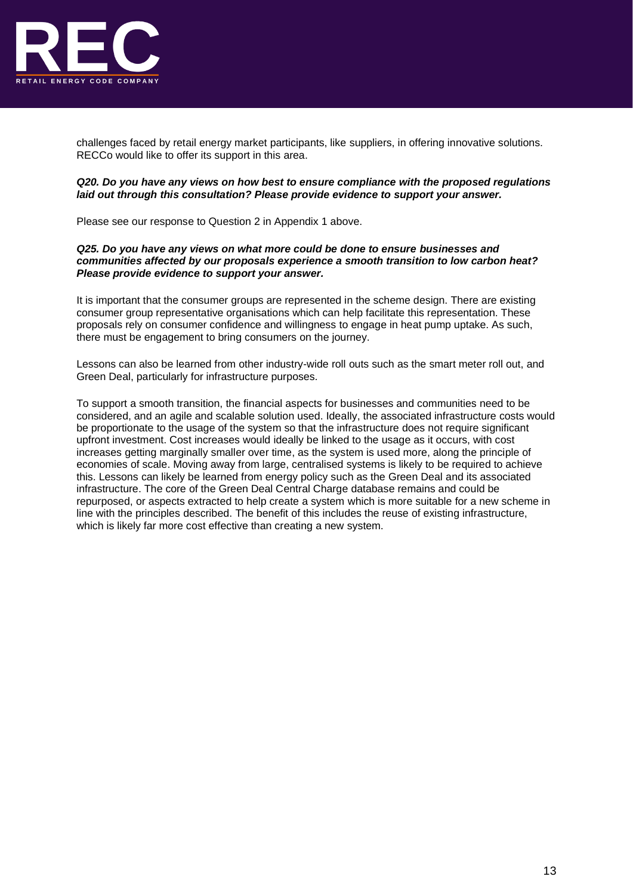challenges faced by retail energy market participants, like suppliers, in offering innovative solutions. RECCo would like to offer its support in this area.

***Q20. Do you have any views on how best to ensure compliance with the proposed regulations laid out through this consultation? Please provide evidence to support your answer.***

Please see our response to Question 2 in Appendix 1 above.

***Q25. Do you have any views on what more could be done to ensure businesses and communities affected by our proposals experience a smooth transition to low carbon heat? Please provide evidence to support your answer.***

It is important that the consumer groups are represented in the scheme design. There are existing consumer group representative organisations which can help facilitate this representation. These proposals rely on consumer confidence and willingness to engage in heat pump uptake. As such, there must be engagement to bring consumers on the journey.

Lessons can also be learned from other industry-wide roll outs such as the smart meter roll out, and Green Deal, particularly for infrastructure purposes.

To support a smooth transition, the financial aspects for businesses and communities need to be considered, and an agile and scalable solution used. Ideally, the associated infrastructure costs would be proportionate to the usage of the system so that the infrastructure does not require significant upfront investment. Cost increases would ideally be linked to the usage as it occurs, with cost increases getting marginally smaller over time, as the system is used more, along the principle of economies of scale. Moving away from large, centralised systems is likely to be required to achieve this. Lessons can likely be learned from energy policy such as the Green Deal and its associated infrastructure. The core of the Green Deal Central Charge database remains and could be repurposed, or aspects extracted to help create a system which is more suitable for a new scheme in line with the principles described. The benefit of this includes the reuse of existing infrastructure, which is likely far more cost effective than creating a new system.